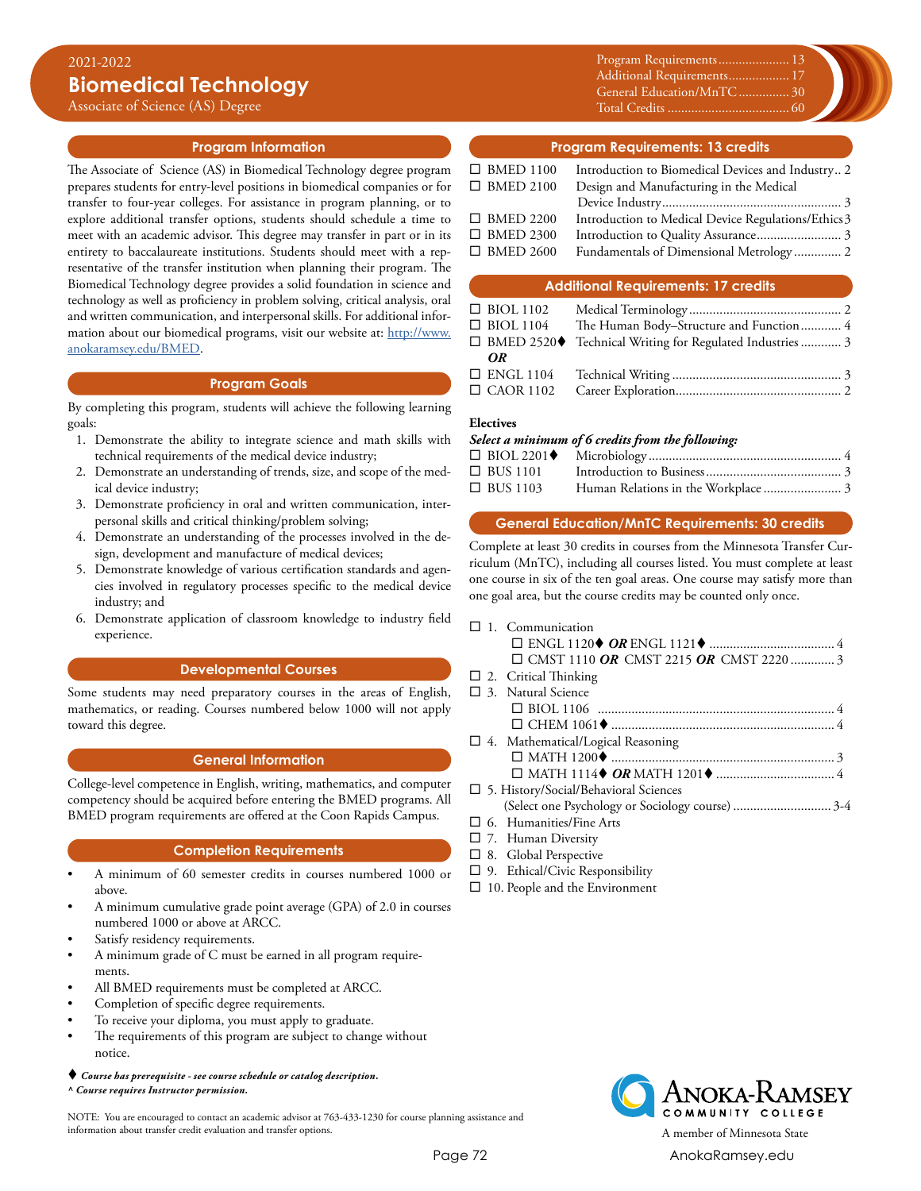2021-2022

# Biomedical Technology

Associate of Science (AS) Degree

| | |
|---|---|
| Program Requirements | 13 |
| Additional Requirements | 17 |
| General Education/MnTC | 30 |
| Total Credits | 60 |

## Program Information

The Associate of Science (AS) in Biomedical Technology degree program prepares students for entry-level positions in biomedical companies or for transfer to four-year colleges. For assistance in program planning, or to explore additional transfer options, students should schedule a time to meet with an academic advisor. This degree may transfer in part or in its entirety to baccalaureate institutions. Students should meet with a representative of the transfer institution when planning their program. The Biomedical Technology degree provides a solid foundation in science and technology as well as proficiency in problem solving, critical analysis, oral and written communication, and interpersonal skills. For additional information about our biomedical programs, visit our website at: http://www.anokaramsey.edu/BMED.

## Program Goals

By completing this program, students will achieve the following learning goals:

1. Demonstrate the ability to integrate science and math skills with technical requirements of the medical device industry;
2. Demonstrate an understanding of trends, size, and scope of the medical device industry;
3. Demonstrate proficiency in oral and written communication, interpersonal skills and critical thinking/problem solving;
4. Demonstrate an understanding of the processes involved in the design, development and manufacture of medical devices;
5. Demonstrate knowledge of various certification standards and agencies involved in regulatory processes specific to the medical device industry; and
6. Demonstrate application of classroom knowledge to industry field experience.

## Developmental Courses

Some students may need preparatory courses in the areas of English, mathematics, or reading. Courses numbered below 1000 will not apply toward this degree.

## General Information

College-level competence in English, writing, mathematics, and computer competency should be acquired before entering the BMED programs. All BMED program requirements are offered at the Coon Rapids Campus.

## Completion Requirements

- A minimum of 60 semester credits in courses numbered 1000 or above.
- A minimum cumulative grade point average (GPA) of 2.0 in courses numbered 1000 or above at ARCC.
- Satisfy residency requirements.
- A minimum grade of C must be earned in all program requirements.
- All BMED requirements must be completed at ARCC.
- Completion of specific degree requirements.
- To receive your diploma, you must apply to graduate.
- The requirements of this program are subject to change without notice.

♦ *Course has prerequisite - see course schedule or catalog description.*

^ *Course requires Instructor permission.*

NOTE: You are encouraged to contact an academic advisor at 763-433-1230 for course planning assistance and information about transfer credit evaluation and transfer options.

## Program Requirements: 13 credits

- ☐ BMED 1100 Introduction to Biomedical Devices and Industry .. 2
- ☐ BMED 2100 Design and Manufacturing in the Medical Device Industry .... 3
- ☐ BMED 2200 Introduction to Medical Device Regulations/Ethics .... 3
- ☐ BMED 2300 Introduction to Quality Assurance .... 3
- ☐ BMED 2600 Fundamentals of Dimensional Metrology .... 2

## Additional Requirements: 17 credits

- ☐ BIOL 1102 Medical Terminology .... 2
- ☐ BIOL 1104 The Human Body–Structure and Function .... 4
- ☐ BMED 2520♦ Technical Writing for Regulated Industries .... 3

***OR***

- ☐ ENGL 1104 Technical Writing .... 3
- ☐ CAOR 1102 Career Exploration .... 2

**Electives**

***Select a minimum of 6 credits from the following:***

- ☐ BIOL 2201♦ Microbiology .... 4
- ☐ BUS 1101 Introduction to Business .... 3
- ☐ BUS 1103 Human Relations in the Workplace .... 3

## General Education/MnTC Requirements: 30 credits

Complete at least 30 credits in courses from the Minnesota Transfer Curriculum (MnTC), including all courses listed. You must complete at least one course in six of the ten goal areas. One course may satisfy more than one goal area, but the course credits may be counted only once.

- ☐ 1. Communication
  - ☐ ENGL 1120♦ ***OR*** ENGL 1121♦ .... 4
  - ☐ CMST 1110 ***OR*** CMST 2215 ***OR*** CMST 2220 .... 3
- ☐ 2. Critical Thinking
- ☐ 3. Natural Science
  - ☐ BIOL 1106 .... 4
  - ☐ CHEM 1061♦ .... 4
- ☐ 4. Mathematical/Logical Reasoning
  - ☐ MATH 1200♦ .... 3
  - ☐ MATH 1114♦ ***OR*** MATH 1201♦ .... 4
- ☐ 5. History/Social/Behavioral Sciences (Select one Psychology or Sociology course) .... 3-4
- ☐ 6. Humanities/Fine Arts
- ☐ 7. Human Diversity
- ☐ 8. Global Perspective
- ☐ 9. Ethical/Civic Responsibility
- ☐ 10. People and the Environment

Anoka-Ramsey Community College

A member of Minnesota State

AnokaRamsey.edu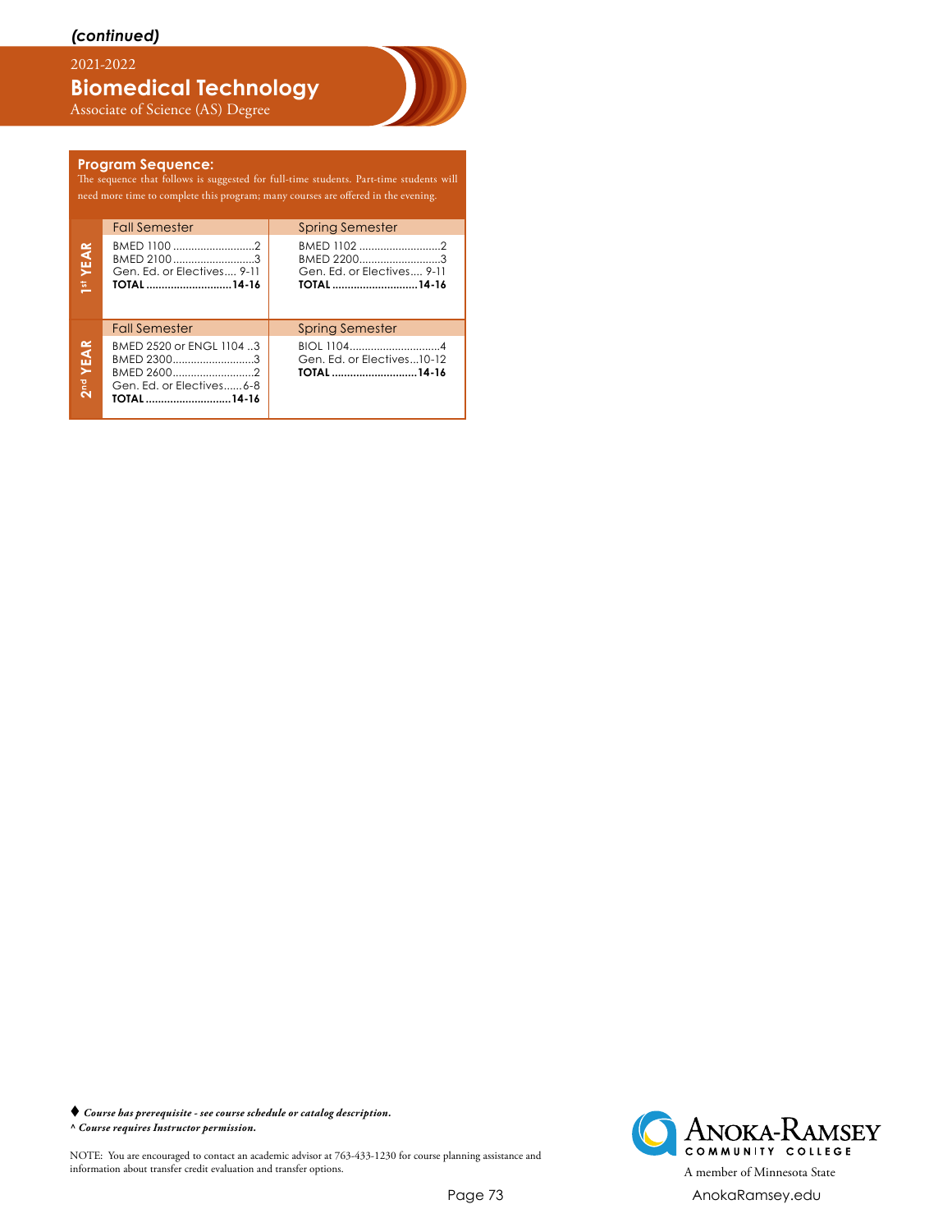*(continued)*

2021-2022

# Biomedical Technology

Associate of Science (AS) Degree

## Program Sequence:

The sequence that follows is suggested for full-time students. Part-time students will need more time to complete this program; many courses are offered in the evening.

| | Fall Semester | Spring Semester |
|---|---|---|
| 1st YEAR | BMED 1100 ....2<br>BMED 2100 ....3<br>Gen. Ed. or Electives.... 9-11<br>**TOTAL ....14-16** | BMED 1102 ....2<br>BMED 2200....3<br>Gen. Ed. or Electives.... 9-11<br>**TOTAL ....14-16** |
| | **Fall Semester** | **Spring Semester** |
| 2nd YEAR | BMED 2520 or ENGL 1104 ..3<br>BMED 2300....3<br>BMED 2600....2<br>Gen. Ed. or Electives......6-8<br>**TOTAL ....14-16** | BIOL 1104....4<br>Gen. Ed. or Electives...10-12<br>**TOTAL ....14-16** |

♦ ***Course has prerequisite - see course schedule or catalog description.***

^ ***Course requires Instructor permission.***

NOTE: You are encouraged to contact an academic advisor at 763-433-1230 for course planning assistance and information about transfer credit evaluation and transfer options.

ANOKA-RAMSEY COMMUNITY COLLEGE

A member of Minnesota State

AnokaRamsey.edu